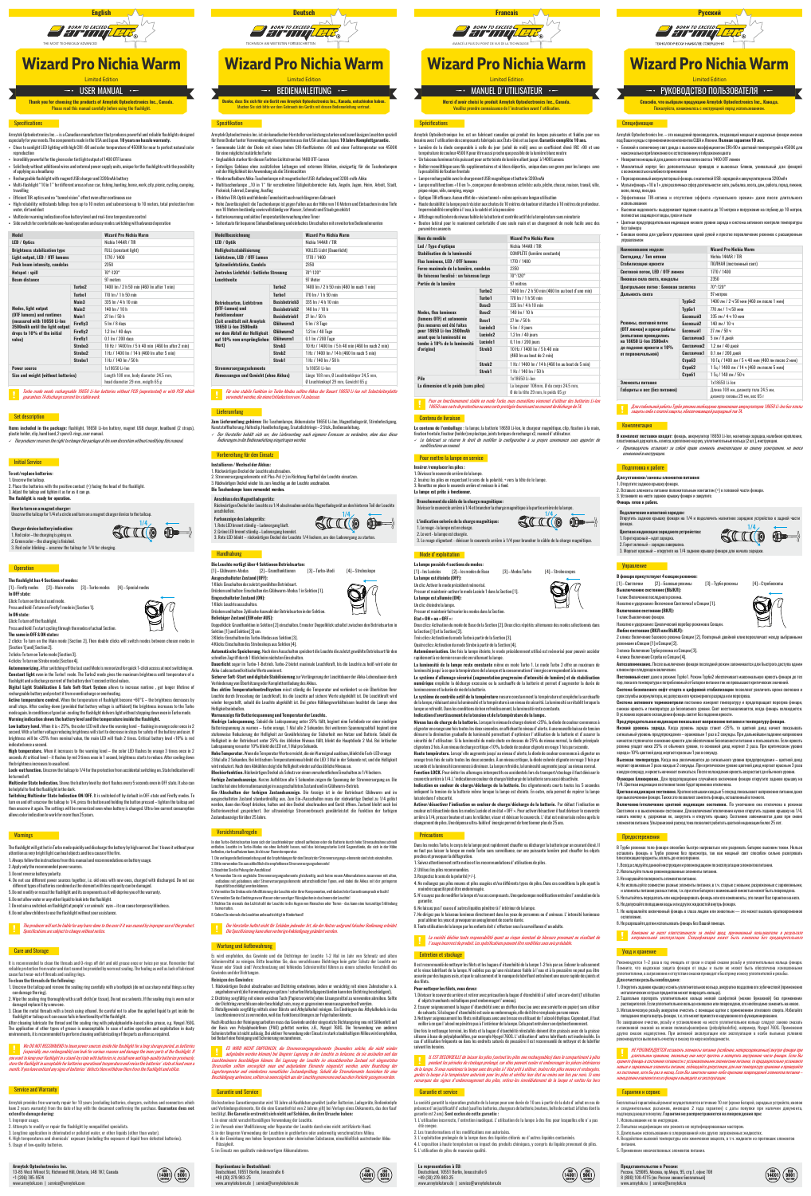# English

**BORN TO EXCEED armytek**

# Wizard Pro Nichia Warm

Limited Edition

## USER MANUAL

**Thank you for choosing the product of Armytek Optoelectronics Inc., Canada.**
Please read this manual carefully before using the flashlight.

## Specifications

Armytek Optoelectronics Inc. — is a Canadian manufacturer that produces powerful and reliable flashlights designed especially for your needs. The components made in the USA and Japan. **10 years no hassle warranty.**

- Close to sunlight LED lighting with high CRI >90 and color temperature of 4500K for near to perfect natural color reproduction
- Incredibly powerful for the given color (or light output) of 1400 OTF lumens
- Solid body without additional wires and external power output ports, unique for the flashlights with the possibility of applying as a headlamp
- Rechargeable flashlight with magnet USB charger and 3200mAh battery
- Multi-headlight "10 in 1" for different areas of use: fishing, hunting, home, work, city, picnic, cycling, camping, traveling
- Efficient TIR-optics and no "tunnel vision" effect even after continuous use
- High reliability: withstands fallings from up to 10 meters and submersion up to 10 meters, total protection from water, dirt and dust
- Multicolor warning indication of low battery level and real-time temperature control
- Side switch for comfortable one-hand operation and easy mode switching with advanced operation

| Model | | Wizard Pro Nichia Warm |
|---|---|---|
| LED / Optics | | Nichia 144AR / TIR |
| Brightness stabilization type | | FULL (constant light) |
| Light output, LED / OTF lumens | | 1770 / 1400 |
| Peak beam intensity, candelas | | 2350 |
| Hotspot : spill | | 70°:120° |
| Beam distance | | 97 meters |
| Modes, light output (OTF lumens) and runtime (measured with 18650 Li-Ion 3500mAh until the light output drops to 10% of the initial value) | Turbo2 | 1400 lm / 2 h 50 min (460 lm after 1 min) |
| | Turbo1 | 770 lm / 1 h 50 min |
| | Main3 | 335 lm / 4 h 10 min |
| | Main2 | 140 lm / 10 h |
| | Main1 | 27 lm / 50 h |
| | Firefly3 | 5 lm / 8 days |
| | Firefly2 | 1.2 lm / 40 days |
| | Firefly1 | 0.1 lm / 200 days |
| | Strobe3 | 10 Hz / 1400 lm / 5 h 40 min (460 lm after 2 min) |
| | Strobe2 | 1 Hz / 1400 lm / 14 h (460 lm after 5 min) |
| | Strobe1 | 1 Hz / 140 lm / 50 h |
| Power source | | 1x18650 Li-Ion |
| Size and weight (without batteries) | | Length 108 mm, body diameter 24.5 mm, head diameter 25 mm, weight 65 g |

*Turbo mode needs rechargeable 18650 Li-Ion batteries without PCB (unprotected) or with PCB which guarantees 7A discharge current for stable work.*

## Set description

**Items included in the package:** flashlight, 18650 Li-Ion battery, magnet USB charger, headband (2 straps), pocket holder, clip, handband, 2 spare O-rings, user manual.

✓ *The producer reserves the right to change the package at his own discretion without modifying this manual.*

## Initial Service

**To set/replace batteries:**
1. Unscrew the tailcap.
2. Place the batteries with the positive contact (+) facing the head of the flashlight.
3. Adjust the tailcap and tighten it as far as it can go.

**The flashlight is ready for operation.**

**How to turn on a magnet charger:**
Unscrew the tailcap for 1/4 of a circle and turn on a magnet charger close to the tailcap.

**Charger device battery indication:**
1. Red color – the charging is in progress.
2. Green color – the charging is finished.
3. Red color blinking – unscrew the tailcap for 1/4 for charging.

## Operation

**The flashlight has 4 Sections of modes:**
[1] – Firefly modes [2] – Main modes [3] – Turbo modes [4] – Special modes

**In OFF state:**
Click: Turn on the last used mode.
Press and hold: Turn on Firefly1 mode in [Section 1].

**In ON state:**
Click: Turn off the flashlight.
Press and hold: Turn start cycling through the modes of actual Section.

**The same in OFF & ON states:**
2 clicks: To turn on the Main mode [Section 2]. Then double clicks will switch modes between chosen modes in [Section 1] and [Section 2].
3 clicks: To turn on Turbo mode [Section 3].
4 clicks: To turn on Strobe mode [Section 4].

**Automemorizing.** After switching off the last used Mode is memorized for quick 1-click access at next switching on.

**Constant light** even in the Turbo1 mode. The Turbo1 mode gives the maximum brightness until temperature of a flashlight and a discharge current of the battery don't exceed critical values.

**Digital Light Stabilization & Safe Soft-Start System** allows to increase runtime, get longer lifetime of rechargeable battery and protect it from overdischarge or overheating.

**Active temperature control.** When the temperature of flashlight becomes +60°C – the brightness decreases by small steps. After cooling-down (provided that battery voltage is sufficient) the brightness increases to the Turbo mode again, in such a way providing the maximum possible brightness of the flashlight.

**Warning indication** shows the battery level and the temperature inside the flashlight.

**Low battery level.** When it is < 25%, the color LED will show the warning two times – flashing in orange color once in 2 second. With a further voltage reducing brightness will start to decrease in steps for safety of the battery and user. If brightness will be <25% from nominal value, the main LED will flash 2 times. Critical battery level <10% is red indication every 4 seconds.

**High temperature.** When it increases to the warning level – the color LED flashes by orange 3 times once in 2 seconds. At critical level – it flashes by red 3 times once in 1 second, brightness starts to reduce. After cooling down the brightness increases to usual level.

**Lock-out function.** Unscrew the tailcap to 1/4 for the protection from accidental switching on. State indication will be turned off.

**Multicolor State Indication.** Shows the battery level by short flashes every 5 seconds even in OFF state. It also can be helpful to find the flashlight in the dark.

**Switching Multicolor State Indication ON/OFF.** It is switched off by default in OFF-state and Firefly modes. To turn on and off unscrew the tailcap to 1/4, press the button and holding the button pressed – tighten the tailcap and then unscrew it again. The settings will be memorized even when battery is changed. Ultra-low current consumption allows color indication to work for more than 25 years.

## Warnings

The flashlight will get hot in Turbo mode quickly and discharge the battery by high current. Don't leave it without your attention as very bright light can heat objects and be a cause of the fire.

1. Always follow the instructions from the manual and recommendations on battery usage.
2. Apply only the recommended power sources.
3. Do not reverse battery polarity.
4. Do not use different power sources together, i.e. old ones with new ones, charged with discharged. Do not use different types of batteries combined as the decreased capacity can be damaged.
5. Do not modify or reconstruct the flashlight and its components as it will deprive you of the warranty.
6. Do not allow water or any other liquid to leak into the flashlight.
7. Do not aim a switched-on flashlight at people's or animals' eyes — it can cause temporary blindness.
8. Do not allow children to use the flashlight without your assistance.

*The producer will not be liable for any harm done to the user if it was caused by improper use of the product. Specifications are subject to change without notice.*

## Care and Storage

It is recommended to clean the threads and O-rings of dirt and old grease once or twice per year. Remember that reliable protection from water and dust cannot be provided by worn out sealing. The soiling as well as lack of lubricant cause fast wear-out of threads and sealing rings.

**To clean the flashlight do the following:**
1. Unscrew the tailcap and remove the sealing ring carefully with a toothpick (do not use sharp metal things as they can damage the ring).
2. Wipe the sealing ring thoroughly with a soft cloth (or tissue). Do not use solvents. If the sealing ring is worn out or damaged replace it by a new one.
3. Clean the metal threads with a brush using ethanol. Be careful not to allow the liquid to get inside the flashlight or tailcap as it can cause fail to function properly.

After cleaning lubricate the thread and the sealing ring with polyalphaolefin-based silicone grease, e.g. Nyogel 760G. The application of other types of grease is unacceptable. In case of active operation and exploitation in dusty environments, it is recommended to perform cleaning and lubricating of the parts more frequently.

*WE DO NOT RECOMMEND to leave power sources inside the flashlight for a long storage period, as batteries (especially non-rechargeable) can leak for various reasons and damage the inner parts of the flashlight. If you need to keep your flashlight in a stand-by state with batteries inside, install new and high-quality batteries previously; store the flashlight in acceptable for batteries operational temperature and revise the batteries' state at least once a month. If you have noticed any signs of batteries' oxidation or leaking, clean the flashlight and replace the batteries.*

## Service and Warranty

Armytek provides free warranty repair for 10 years (excluding batteries, chargers, switches and connectors which have 2 years warranty) from the date of buy with the document confirming the purchase. **Guarantee does not extend to damage due to:**
1. Improper usage.
2. Attempts to modify or repair the flashlight by nonqualified specialists.
3. Longtime application in alternated or polluted water, or other liquids (other than water).
4. High temperatures and chemicals' exposure (including the exposure of liquid from defected batteries).
5. Usage of low-quality batteries.

**Armytek Optoelectronics Inc.**
13-85 West Wilmot St, Richmond Hill, Ontario, L4B 1K7, Canada
+1 (206) 785-9974
www.armytek.com | service@armytek.com

---

# Deutsch

# Wizard Pro Nichia Warm

Limited Edition

## BEDIENANLEITUNG

**Danke, dass Sie sich für ein Gerät von Armytek Optoelectronics Inc., Kanada, entschieden haben.**
Machen Sie sich bitte vor dem Gebrauch des Geräts mit dieser Bedienanleitung vertraut.

## Spezifikation

Armytek Optoelectronics Inc. ist ein kanadischer Hersteller von leistungsstarken und zuverlässigen Leuchten speziell für Ihren Bedarf unter Verwendung von Komponenten aus den USA und Japan. **10 Jahre Komplettgarantie.**

- Sonnenähnliches Licht der Diode mit einem hohen CRI-Koeffizienten >90 und einer Farbtemperatur von 4500K für eine möglichst natürliche Farbwiedergabe
- Unglaublich starker für diese Farbe Lichtstrom bei 1400 OTF-Lumen
- Einheitliches Gehäuse ohne zusätzliche Leitungen und externe Blenden, einzigartig für die Taschenlampen mit der Möglichkeit der Anwendung als Stirnleuchte
- Wiederaufladbare Akku-Taschenlampe mit magnetischem USB-Aufladegerät und 3200 mAh-Akku
- Multifunktionalität „10 in 1" für verschiedene Anwendungsbereiche: Angeln, Jagd, Heim, Arbeit, Stadt, Picknick, Fahrrad, Camping, Reisen
- Effektive TIR-Optik und fehlende Tunnelsicht auch nach längerem Gebrauch
- Hohe Zuverlässigkeit: die Taschenlampe ist gegen Fallen aus der Höhe von 10 Metern und Eintauchen in eine Tiefe von 10 Metern beständig sowie vollständig vor Wasser, Schmutz und Staub geschützt
- Batterieanzeige und aktive Temperaturüberwachung
- Seitentaste für bequeme Einhandbedienung und einfaches Umschalten mit erweiterten Bedienelementen

| Modellbezeichnung | | Wizard Pro Nichia Warm |
|---|---|---|
| LED / Optik | | Nichia 144AR / TIR |
| Helligkeitsstabilisierung | | VOLLES Licht (konstant) |
| Lichtstrom, LED / OTF Lumen | | 1770 / 1400 |
| Spitzenlichtstärke, Candela | | 2350 |
| Zentrales Lichtfeld : Seitliche Streuung | | 70°:120° |
| Leuchtweite | | 97 Meter |
| Betriebsarten, Lichtstrom (OTF-Lumen) und Funktionsdauer (Zeit ermittelt mit Armytek 18650 Li-Ion 3500mAh vor dem Abfall der Helligkeit auf 10% vom ursprünglichen Wert) | Turbo2 | 1400 lm / 2 h 50 min (460 lm nach 1 min) |
| | Turbo1 | 770 lm / 1 h 50 min |
| | Basisbetrieb3 | 335 lm / 4 h 10 min |
| | Basisbetrieb2 | 140 lm / 10 h |
| | Basisbetrieb1 | 27 lm / 50 h |
| | Glühwurm3 | 5 lm / 8 Tage |
| | Glühwurm2 | 1.2 lm / 40 Tage |
| | Glühwurm1 | 0.1 lm / 200 Tage |
| | Strob3 | 10 Hz / 1400 lm / 5 h 40 min (460 lm nach 2 min) |
| | Strob2 | 1 Hz / 1400 lm / 14 h (460 lm nach 5 min) |
| | Strob1 | 1 Hz / 140 lm / 50 h |
| Stromversorgungselemente | | 1x18650 Li-Ion |
| Abmessungen und Gewicht (ohne Akkus) | | Länge 108 mm, Ø Leuchtenkörper 24,5 mm, Ø Leuchtenkopf 25 mm, Gewicht 65 g |

*Für eine stabile Funktion im Turbo-Modus sind Akkus der Bauart 18650 Li-Ion mit Schutzleiterplatte notwendig, die einen Entladestrom von 7 A zulassen.*

## Lieferumfang

**Zum Lieferumfang gehören:** Die Taschenlampe, Akkumulator 18650 Li-Ion, Magnetladegerät, Stirnbefestigung, Kunststoffhalterung, Halteclip, Handschlaufe, Ersatzdichtringe – 2 Stck., Bedienanleitung.

✓ *Der Hersteller behält sich vor, den Lieferumfang nach eigenem Ermessen zu verändern, ohne dass diese Änderungen in die Bedienanleitung eingetragen werden.*

## Vorbereitung für den Einsatz

**Installieren / Wechsel der Akkus:**
1. Rückwärtigen Deckel der Leuchte abschrauben.
2. Stromversorgungselemente mit Plus-Pol (+) in Richtung Kopfteil der Leuchte einsetzen.
3. Rückwärtigen Deckel wieder bis zum Anschlag an der Leuchte anschrauben.

**Die Taschenlampe kann verwendet werden.**

**Anschluss des Magnetladegeräts:**
Rückwärtigen Deckel der Leuchte zu 1/4 abschrauben und das Magnetladegerät an den hinteren Teil der Leuchte anschließen.

**Farbanzeige des Ladegeräts:**
1. Rote LED brennt ständig – Ladevorgang läuft.
2. Grüne LED brennt ständig – Ladevorgang beendet.
3. Rote LED blinkt – rückwärtigen Deckel der Leuchte 1/4 lockern, um den Ladevorgang zu starten.

## Handhabung

**Die Leuchte verfügt über 4 Sektionen Betriebsarten:**
[1] – Glühwurm-Modus [2] – Grundfunktionen [3] – Turbo-Modi [4] – Stroboskope

**Ausgeschalteter Zustand (OFF):**
1 Klick: Einschalten der zuletzt gewählten Betriebsart.
Drücken und halten: Einschalten des Glühwurm-Modus 1 in Sektion [1].

**Eingeschalteter Zustand (ON):**
1 Klick: Leuchte ausschalten.
Drücken und halten: Zyklische Auswahl der Betriebsarten in der Sektion.

**Beliebiger Zustand (EIN oder AUS):**
Doppelklick: Grundfunktion in Sektion [2] einschalten. Erneuter Doppelklick schaltet zwischen den Betriebsarten in Sektion [1] und Sektion [2] um.
3 Klicks: Einschalten des Turbo-Modus in Sektion [3].
4 Klicks: Einschalten des Stroboskops aus Sektion [4].

**Automatische Speicherung.** Nach dem Ausschalten speichert die Leuchte die zuletzt gewählte Betriebsart für den schnellen Zugriff durch 1 Klick beim nächsten Einschalten.

**Dauerlicht** sogar im Turbo-1-Betrieb. Turbo-1 bietet maximale Leuchtkraft, bis die Leuchte zu heiß wird oder der Akku-Ladezustand kritische Werte annimmt.

**Sicherer Soft-Start und digitale Stabilisierung** zur Verlängerung der Leuchtdauer und der Akku-Lebensdauer durch Verhinderung von Überhitzung oder Komplettentladung des Akkus.

**Aktive Temperaturüberwachung.** Bei Erreichen einer Temperatur von +60°C wird die Helligkeit schrittweise reduziert. Nach dem Abkühlen (bei ausreichender Akkuspannung) steigt die Helligkeit wieder bis zum Turbo-Modus an.

**Warnanzeige** für den Akku-Ladezustand und die Temperatur in der Leuchte.

**Niedriger Ladezustand.** Bei einem Ladezustand < 25% blinkt die farbige LED 2 Mal alle 2 Sekunden orange. Bei weiterem Spannungsabfall beginnt eine schrittweise Reduzierung der Helligkeit zur Sicherheit von Akku und Benutzer. Bei einer Helligkeit < 25% des Nennwerts blinkt die Hauptdiode 2 Mal. Ein kritischer Ladezustand < 10% wird alle 4 Sekunden rot angezeigt.

**Hohe Temperatur.** Wenn die Temperatur den Warnwert erreicht, blinkt die farbige LED 3 Mal alle 2 Sekunden orange. Bei kritischer Temperatur blinkt die LED 3 Mal in der Sekunde rot, und die Helligkeit wird reduziert. Nach dem Abkühlen steigt die Helligkeit wieder auf den üblichen Wert.

**Blockierfunktion.** Rückwärtigen Deckel um 1/4 lockern zum Schutz vor unbeabsichtigtem Einschalten. Die Zustandsanzeige wird ausgeschaltet.

**Farbige Zustandsanzeige.** Zeigt den Ladezustand des Akkus durch kurzes Aufblinken alle 5 Sekunden auch im ausgeschalteten Zustand an. Hilft auch beim Auffinden der Leuchte im Dunkeln.

**Ein-/Ausschalten der farbigen Zustandsanzeige.** Im ausgeschalteten Zustand und im Glühwurm-Modus standardmäßig aus. Zum Ein-/Ausschalten den rückwärtigen Deckel um 1/4 lockern, Taste drücken und gedrückt halten, Deckel festschrauben und wieder lockern. Die Einstellungen bleiben auch nach Akkuwechsel gespeichert. Der ultraniedrige Stromverbrauch ermöglicht der Anzeige eine Funktionsdauer von mehr als 25 Jahren.

## Vorsichtsmaßregeln

Im Turbo-Betrieb erhitzt sich die Leuchte schnell und entlädt den Akku mit hohem Strom. Lassen Sie die Leuchte nicht unbeaufsichtigt, da das sehr helle Licht Gegenstände erhitzen und einen Brand verursachen kann.

1. Die Hinweise in dieser Bedienanleitung und die Empfehlungen für den Einsatz der Stromversorgungselemente befolgen.
2. Nur die empfohlenen Stromversorgungselemente verwenden.
3. Die Polarität nicht vertauschen.
4. Keine unterschiedlichen Stromversorgungselemente gleichzeitig verwenden, d. h. alte mit neuen, geladene mit entladenen, oder unterschiedliche Typen.
5. Die Leuchte und ihre Komponenten nicht verändern oder umbauen, da dadurch der Garantieanspruch erlischt.
6. Kein Wasser oder andere Flüssigkeiten in die Leuchte eindringen lassen.
7. Den Lichtstrahl der Leuchte nicht in die Augen von Menschen oder Tieren richten – dies kann eine kurzzeitige Erblindung hervorrufen.
8. Kindern die Nutzung der Leuchte nicht ohne Aufsicht gestatten.

*Der Hersteller haftet nicht für Schäden jedweder Art, die auf eine nicht ordnungsgemäße Nutzung zurückzuführen sind. Die Spezifikation kann ohne vorherige Ankündigung geändert werden.*

## Wartung und Aufbewahrung

Es wird empfohlen, das Gewinde und die Dichtringe der Leuchte 1–2 Mal im Jahr von Schmutz und altem Schmiermittel zu reinigen. Bitte beachten Sie, dass verschlissene Dichtringe kein sicheren Schutz vor Wasser und Staub bieten. Verschmutzung und fehlendes Schmiermittel führen zu einem schnellen Verschleiß des Gewindes und der Dichtringe.

**Reinigung der Leuchte:**
1. Rückwärtigen Deckel abschrauben und Dichtring vorsichtig mit einem Zahnstocher entfernen (keine scharfen Metallgegenstände verwenden, da diese den Ring beschädigen können).
2. Dichtring sorgfältig mit einem weichen Tuch abwischen. Keine Lösungsmittel verwenden. Verschlissene oder beschädigte Dichtringe ersetzen.
3. Metallgewinde mit einer Bürste und Alkohol reinigen. Darauf achten, dass keine Flüssigkeit in die Leuchte oder den Deckel gelangt.

Nach Abschluss der Reinigung das Gewinde und den Dichtring mit Silikonfett auf Polyalphaolefin-Basis (PAO) einfetten, z. B. Nyogel 760G. Die Verwendung anderer Schmiermittel ist unzulässig. Bei intensiver Nutzung in staubiger Umgebung wird eine häufigere Reinigung empfohlen.

*WIR EMPFEHLEN NICHT, die Stromversorgungselemente über einen längeren Zeitraum in der Leuchte zu belassen, da die Akkus (insbesondere nicht wiederaufladbare) auslaufen und die inneren Bauteile der Leuchte beschädigen können. Wenn die Leuchte in Bereitschaft gehalten werden soll, neue hochwertige Stromversorgungselemente einsetzen, die Leuchte bei zulässiger Temperatur lagern und den Zustand der Akkus mindestens einmal im Monat prüfen. Bei Anzeichen von Oxidation oder Auslaufen die Leuchte reinigen und die Akkus ersetzen.*

## Garantie und Service

Die kostenlose Garantiereparatur wird 10 Jahre ab Kaufdatum gewährt (außer Batterien, Ladegeräte, Bedienknöpfe und Verbindungselemente, für die eine Garantiefrist von 2 Jahren gilt) bei Vorlage eines Dokuments, das den Kauf bestätigt. **Die Garantie erstreckt sich nicht auf Schäden, die durch Folgendes entstehen:**
1. In einer nicht vorschriftsmäßigen Verwendung der Leuchte.
2. Versuche der Veränderung oder Reparatur der Leuchte durch nicht qualifizierte Personen.
3. Längere Verwendung der Leuchte in gechlortem oder verschmutztem Wasser oder anderen Flüssigkeiten.
4. Einwirkung hoher Temperaturen und Chemikalien (einschließlich auslaufender Akku-Flüssigkeit).
5. Einsatz von minderwertigen Akkus.

**Repräsentanz in Deutschland:**
Deutschland, 10557 Berlin, Invalidenstraße 6
+49 (30) 279-963-25
www.armytek.de | service@armytek.de

---

# Français

# Wizard Pro Nichia Warm

Limited Edition

## MANUEL D'UTILISATEUR

**Merci d'avoir choisi le produit Armytek Optoelectronics Inc., Canada.**
Veuillez prendre connaissance de l'instruction avant l'utilisation.

## Spécifications

Armytek Optoelectronics Inc. est un fabricant canadien qui produit des lampes puissantes et fiables pour vos besoins avec l'utilisation des composants fabriqués aux Etats-Unis et au Japon. **Garantie complète 10 ans.**

- Lumière de la diode comparable à celle du jour (soleil de midi) avec un coefficient élevé IRC >90 et une température de couleur 4500 K pour le rendu des couleurs le plus naturel possible
- Flux lumineux incroyablement puissant pour la teinte de la lumière allant jusqu'à 1400 lumens
- Boîtier monolithique sans fils supplémentaires et blocs d'alimentation externes, unique pour les lampes avec la possibilité de l'utiliser comme frontale
- Lampe rechargeable avec un chargeur magnétique USB et une batterie 3200 mAh
- Multifonctionnalité « 10 en 1 » pour divers domaines d'utilisation : pêche, chasse, maison, travail, ville, pique-nique, vélo, camping, voyage
- Optique TIR efficace, aucun effet de « vision tunnel » même après une longue utilisation
- Haute fiabilité : la lampe résiste aux chutes de 10 mètres de hauteur et à l'immersion à 10 mètres de profondeur, imperméabilité complète à l'eau, à la saleté et à la poussière
- Affichage multicolore du niveau faible de la batterie et contrôle actif de la température sans minuterie
- Bouton latéral pour le maniement confortable d'une seule main et un changement de mode facile avec des paramètres avancés

| Nom du modèle | | Wizard Pro Nichia Warm |
|---|---|---|
| Led / Type d'optique | | Nichia 144AR / TIR |
| Stabilisation de la luminosité | | COMPLÈTE (lumière constante) |
| Flux lumineux, LED / OTF lumens | | 1770 / 1400 |
| Force maximale de la lumière, candelas | | 2350 |
| Un faisceau focalisé : un faisceau large | | 70°:120° |
| Portée de la lumière | | 97 mètres |
| Modes, flux lumineux (lumens OTF) et autonomie (les mesures ont été faites avec 18650 Li-Ion 3500mAh avant que la luminosité ne tombe à 10% de la luminosité d'origine) | Turbo2 | 1400 lm / 2 h 50 min (460 lm au bout d'une min) |
| | Turbo1 | 770 lm / 1 h 50 min |
| | Base3 | 335 lm / 4 h 10 min |
| | Base2 | 140 lm / 10 h |
| | Base1 | 27 lm / 50 h |
| | Luciole3 | 5 lm / 8 jours |
| | Luciole2 | 1.2 lm / 40 jours |
| | Luciole1 | 0.1 lm / 200 jours |
| | Strob3 | 10 Hz / 1400 lm / 5 h 40 min (460 lm au bout de 2 min) |
| | Strob2 | 1 Hz / 1400 lm / 14 h (460 lm au bout de 5 min) |
| | Strob1 | 1 Hz / 140 lm / 50 h |
| Pile | | 1x18650 Li-Ion |
| La dimension et le poids (sans piles) | | La longueur 108 mm, Ø du corps 24,5 mm, Ø de la tête 25 mm, le poids 65 gr |

*Pour un fonctionnement stable en mode Turbo, nous conseillons vivement d'utiliser des batteries Li-Ion 18650 sans carte de protection ou avec carte protégée fournissant un courant de décharge de 7A.*

## Contenu de livraison

**Le contenu de l'emballage :** la lampe, la batterie 18650 Li-Ion, le chargeur magnétique, clip, fixation à la main, fixation frontale, fixateur (holder) en plastique, joints toriques de rechange x2, manuel d'utilisateur.

✓ *Le fabricant se réserve le droit de modifier la configuration à sa propre convenance sans apporter de modifications au manuel.*

## Pour mettre la lampe en service

**Insérer/remplacer les piles :**
1. Dévissez le couvercle arrière de la lampe.
2. Insérez les piles en respectant le sens de la polarité, + vers la tête de la lampe.
3. Revissez en place le couvercle arrière et resissez-le à fond.

**La lampe est prête à fonctionner.**

**Branchement du câble de recharge magnétique :**
Dévissez le couvercle arrière à 1/4 et branchez le chargeur magnétique à la partie arrière de la lampe.

**L'indication colorée de la charge magnétique :**
1. Le rouge – la lampe est en charge.
2. Le vert – la lampe est chargée.
3. La rouge clignotant – dévissez le couvercle arrière à 1/4 pour brancher le câble de la charge magnétique.

## Mode d'exploitation

**La lampe possède 4 sections de modes :**
[1] – les Lucioles [2] – les modes de Base [3] – Modes Turbo [4] – Stroboscopes

**La lampe est éteinte (OFF) :**
Un clic : Activer le mode précédent mémorisé.
Presser et maintenir : activer le mode Luciole 1 dans la Section [1].

**La lampe est allumée (ON) :**
Un clic : éteindre la lampe.
Presser et maintenir : parcourir les modes dans la Section.

**Etat « On » ou « Off » :**
Double clic : Activation du mode de Base de la Section [2]. Deux clics répétés alternance des modes sélectionnés dans Section [1] et la Section [2].
Trois clics : Activation du mode Turbo à partir de la Section [3].
Quatre clics : Activation du mode Strobe à partir de la Section [4].

**Automéмorisation.** Une fois la lampe éteinte, le mode précédemment utilisé est mémorisé pour pouvoir y accéder rapidement par un clic lorsque la lampe sera rallumée.

**La luminosité de la lampe reste constante** même en mode Turbo 1. Le mode Turbo 1 offre un maximum de luminosité jusqu'à ce que la température de la lampe et la consommation d'énergie ne dépassent pas les valeurs critiques.

**Le système d'allumage sécurisé (augmentation progressive d'intensité de lumière) et de stabilisation numérique** empêche la décharge excessive ou la surchauffe de la batterie et permet d'augmenter la durée de fonctionnement et la durée de vie de la batterie.

**Le système de contrôle actif de température** assure constamment la température et empêche la surchauffe de la lampe. Lorsque la température atteint +60°C, la luminosité diminue progressivement. Après refroidissement (si la tension de la batterie est suffisante), la luminosité remonte jusqu'au mode Turbo.

**Indication d'avertissement** de la tension et de la température de la lampe.

**Niveau bas de charge de la batterie.** Lorsque le niveau de charge devient < 25%, la diode de couleur commence à clignoter en orange deux fois toutes les deux secondes. Avec une diminution supplémentaire de la tension, la luminosité commence à diminuer progressivement pour la sécurité de la batterie et de l'utilisateur. Si la luminosité descend en dessous de 25% de la valeur nominale, la diode principale clignote 2 fois. Le niveau critique de charge < 10% est indiqué en rouge toutes les 4 secondes.

**Haute température.** Lorsque la température atteint le niveau d'alerte, la diode de couleur clignote 3 fois en orange toutes les 2 secondes. Au niveau critique elle clignote 3 fois en rouge chaque seconde, la luminosité diminue. Après refroidissement la luminosité revient au niveau habituel.

**Fonction LOCK.** Pour éviter toute mise en marche accidentelle, dévissez le couvercle arrière à 1/4. L'indication d'état sera désactivée.

**Indication colorée de l'état.** Indique le niveau de charge de la batterie par de brefs clignotements toutes les 5 secondes même lorsque la lampe est éteinte. Elle aide également à trouver la lampe dans le noir.

**Activer/désactiver l'indication colorée de l'état.** Par défaut elle est désactivée en mode OFF et en modes Luciole. Pour l'activer ou la désactiver, dévissez le couvercle arrière à 1/4, appuyez sur le bouton et tout en le maintenant revissez le couvercle, puis dévissez-le à nouveau. Les réglages restent mémorisés même après le changement de batterie. La très faible consommation permet à l'indication de fonctionner plus de 25 ans.

## Précautions

Dans les modes Turbo, le corps de la lampe peut rapidement chauffer et décharger la batterie par un courant élevé. Ne laissez pas la lampe allumée sans surveillance, une lumière très puissante peut chauffer les objets et provoquer un incendie.

1. Suivez attentivement cette notice et les recommandations d'utilisation des piles.
2. Utilisez les piles recommandées.
3. Respectez le sens de la polarité (+/-).
4. Ne mélangez pas de piles neuves et de piles usagées, chargées et déchargées, ni des piles de types différents.
5. N'essayez pas de modifier la lampe et ses composants, ce qui entraînerait l'annulation de la garantie.
6. Ne laissez pas l'eau ou d'autres liquides pénétrer à l'intérieur de la lampe.
7. Ne dirigez pas la lampe allumée vers les yeux des personnes ou des animaux : l'intensité lumineuse peut aveugler temporairement.
8. Tenir la lampe hors de portée des enfants ou s'assurer que la lampe soit utilisée sous surveillance.

*La société décline toute responsabilité quant au risque éventuel de blessure provoqué en raison d'un usage incorrect du produit. Les spécifications peuvent être modifiées sans avis préalable.*

## Entretien et stockage

Il est recommandé de nettoyer les filetages et les joints toriques de la lampe 1 à 2 fois par an. Un joint torique usé ne garantit plus une protection fiable contre l'eau et la poussière. La saleté et le manque de lubrifiant entraînent une usure rapide des filetages et des joints.

**Pour nettoyer la lampe :**
1. Dévissez le couvercle arrière et retirez avec précaution le joint torique à l'aide d'un cure-dent (n'utilisez pas d'objets métalliques pointus qui pourraient endommager le joint).
2. Essuyez soigneusement le joint torique avec un chiffon doux. N'utilisez pas de solvants. Si le joint est usé ou endommagé, remplacez-le.
3. Nettoyez soigneusement les filets métalliques avec une brosse imbibée d'alcool. Veillez à ce que le liquide ne pénètre pas à l'intérieur de la lampe ou du couvercle.

Une fois le nettoyage terminé, lubrifiez le filetage et le joint torique avec une graisse silicone à base de polyalphaoléfine, par exemple Nyogel 760G. L'utilisation d'autres lubrifiants est inacceptable. En cas d'utilisation intensive dans un environnement poussiéreux, il est recommandé de nettoyer et de lubrifier plus souvent.

*IL EST DÉCONSEILLÉ de laisser les piles à l'intérieur de la lampe pendant les périodes de stockage prolongé, car elles peuvent couler et endommager les pièces intérieures de la lampe. Si vous maintenez la lampe avec des piles à l'intérieur, installez des piles neuves de bonne qualité, gardez la lampe à une température acceptable pour les piles et vérifiez leur état au moins une fois par mois. Si vous remarquez des signes d'oxydation ou de fuite, nettoyez la lampe et remplacez les piles.*

## Garantie et service

La société garantit la réparation gratuite de la lampe pour une durée de 10 ans à partir de la date d'achat (à l'exception des batteries, chargeurs, boutons et connecteurs garantis 2 ans) sur présentation d'un justificatif d'achat. **La garantie ne s'étend pas aux dommages causés par :**
1. L'utilisation incorrecte.
2. Les tentatives de modification ou de réparation de la lampe par des personnes non qualifiées.
3. L'utilisation prolongée de la lampe dans l'eau chlorée ou polluée ou d'autres liquides.
4. L'exposition à des températures élevées et à des produits chimiques (y compris le liquide des piles défectueuses).
5. L'utilisation de piles de mauvaise qualité.

**La représentation à l'UE:**
Deutschland, 10557 Berlin, Invalidenstraße 6
+49 (30) 279-963-25
www.armytek.de | service@armytek.de

---

# Русский

# Wizard Pro Nichia Warm

Limited Edition

## РУКОВОДСТВО ПОЛЬЗОВАТЕЛЯ

**Спасибо, что выбрали продукцию Armytek Optoelectronics Inc., Канада.**
Пожалуйста, ознакомьтесь с инструкцией перед использованием.

## Спецификация

Armytek Optoelectronics Inc. — это канадский производитель, создающий мощные и надёжные фонари именно под Ваши нужды с применением комплектующих из США и Японии. **Полная гарантия 10 лет.**

- Близкий к солнечному свет диода с высоким коэффициентом CRI>90 и цветовой температурой 4500К для максимально правдивой и естественной цветопередачи
- Невероятно мощный для данного оттенка светового потока 1400 OTF-люмен
- Монолитный корпус без дополнительных проводов и выносных блоков, уникальный для фонарей с возможностью налобного применения
- Перезаряжаемый аккумуляторный фонарь с магнитной USB-зарядкой и аккумулятором на 3200 мА·ч
- Мультифонарь «10 в 1» для различных сфер деятельности: рыбалка, охота, дом, работа, город, пикник, велосипед, кемпинг, поездки
- Эффективная TIR-оптика и отсутствие эффекта «туннельного зрения» даже после длительного использования
- Высокая надёжность: выдерживает падения с высоты до 10 метров и погружение на глубину до 10 метров, полностью защищен от воды, грязи и пыли
- Цветная предупредительная индикация низкого уровня заряда и система активного контроля температуры без таймера
- Боковая кнопка для удобного управления одной рукой и простое переключение режимов с расширенным управлением

| Наименование модели | | Wizard Pro Nichia Warm |
|---|---|---|
| Светодиод / Тип оптики | | Nichia 144AR / TIR |
| Стабилизация яркости | | ПОЛНАЯ (постоянный свет) |
| Световой поток, LED / OTF люмен | | 1770 / 1400 |
| Пиковая сила света, канделы | | 2350 |
| Центральное пятно : Боковая засветка | | 70°:120° |
| Дальность света | | 97 метров |
| Режимы, световой поток (OTF люмен) и время работы (испытания проводились на 18650 Li-Ion 3500мА·ч до падения яркости в 10% от первоначальной) | Турбо2 | 1400 лм / 2 ч 50 мин (460 лм после 1 мин) |
| | Турбо1 | 770 лм / 1 ч 50 мин |
| | Базовый3 | 335 лм / 4 ч 10 мин |
| | Базовый2 | 140 лм / 10 ч |
| | Базовый1 | 27 лм / 50 ч |
| | Светлячок3 | 5 лм / 8 дней |
| | Светлячок2 | 1,2 лм / 40 дней |
| | Светлячок1 | 0,1 лм / 200 дней |
| | Строб3 | 10 Гц / 1400 лм / 5 ч 40 мин (460 лм после 2 мин) |
| | Строб2 | 1 Гц / 1400 лм / 14 ч (460 лм после 5 мин) |
| | Строб1 | 1 Гц / 140 лм / 50 ч |
| Элементы питания | | 1x18650 Li-Ion |
| Габариты и вес (без питания) | | Длина 108 мм, диаметр тела 24,5 мм, диаметр головы 25 мм, вес 65 г |

*Для стабильной работы Турбо режима необходимы аккумуляторы 18650 Li-Ion без платы защиты либо с платой защиты, обеспечивающей разрядный ток 7А.*

## Комплектация

**В комплект поставки входит:** фонарь, аккумулятор 18650 Li-Ion, магнитное зарядное, налобное крепление, пластиковый держатель, клипса, ремешок на руку, запасные уплотнительные кольца (2 шт.), инструкция.

✓ *Производитель оставляет за собой право изменять комплектацию по своему усмотрению, не внося изменений в инструкцию.*

## Подготовка к работе

**Для установки/замены элементов питания:**
1. Открутите заднюю крышку фонаря.
2. Вставьте элементы питания положительным контактом (+) в головной части фонаря.
3. Установите на место заднюю крышку фонаря и закрутите.

**Фонарь готов к работе.**

**Подключение магнитной зарядки:**
Открутить заднюю крышку фонаря на 1/4 и подключить магнитное зарядное устройство к задней части фонаря.

**Цветная индикация зарядного устройства:**
1. Горит красный – идет зарядка.
2. Горит зеленый – зарядка завершена.
3. Моргает красный – открутите на 1/4 заднюю крышку фонаря для начала зарядки.

## Управление

**В фонаре присутствуют 4 секции режимов:**
[1] – Светлячки [2] – Базовые режимы [3] – Турборежимы [4] – Стробоскопы

**Выключенное состояние (ВЫКЛ):**
1 клик: Включение последнего режима.
Нажать и удерживать: Включение Светлячка 1 в Секции [1].

**Включенное состояние (ВКЛ):**
1 клик: Выключение фонаря.
Нажать и удерживать: Циклический перебор режимов в Секции.

**Любое состояние (ВКЛ или ВЫКЛ):**
2 клика: Включение Базового режима Секции [2]. Повторный двойной клик переключает между выбранными режимами в Секции [1] и Секции [2].
3 клика: Включение Турбо режима из Секции [3].
4 клика: Включение Строба из Секции [4].

**Автозапоминание.** После выключения фонарь последний режим запоминается для быстрого доступа одним кликом при следующем включении.

**Постоянный свет** даже в режиме Турбо1. Режим Турбо1 обеспечивает максимальную яркость фонаря до тех пор, пока его температура и потребляемый от батареи ток не превысят критических значений.

**Система безопасного софт-старта и цифровой стабилизации** позволяет увеличить время свечения и срок службы аккумулятора, не допуская его переразряда и перегрева.

**Система активного термоконтроля.** При достижении фонарём температуры +60°С яркость постепенно снижается. После остывания (при достаточном напряжении аккумулятора) яркость снова возрастает до Турбо режима.

**Предупредительная индикация** низкого заряда аккумулятора и температуры внутри фонаря.

**Низкий уровень заряда.** Когда уровень заряда станет < 25%, цветной диод начнёт показывать сигнализацию, мигая оранжевым 2 раза в 2 секунды. При дальнейшем падении напряжения яркость начинает ступенчато снижаться для безопасности аккумулятора и пользователя. Если яркость режима упадёт ниже 25% от номинального значения, основной диод мигнёт 2 раза. Критический уровень заряда < 10% цветной диод показывает красным 1 раз в секунду.

**Высокая температура.** Когда она увеличивается до сигнального уровня – цветной диод мигает оранжевым 3 раза в 2 секунды. При критическом уровне – мигает красным 3 раза в секунду, яркость начинает снижаться. После охлаждения яркость возрастает до обычного уровня.

**Функция блокировки.** Открутите заднюю крышку на 1/4 для защиты от случайного включения. Индикация состояния будет отключена.

**Цветная индикация состояния.** Показывает уровень заряда аккумулятора короткими вспышками каждые 5 секунд даже в выключенном состоянии. Помогает найти фонарь в темноте.

**Включение/отключение цветной индикации состояния.** По умолчанию отключена в выключенном состоянии и в режимах Светлячок. Для включения или отключения открутите заднюю крышку на 1/4, нажмите кнопку и, удерживая её, закрутите крышку, затем снова открутите. Настройки сохраняются даже при смене аккумулятора. Сверхнизкое потребление позволяет индикации работать более 25 лет.

## Предостережения

В Турбо режимах тело фонаря способно быстро нагреваться и разряжать батарею высоким током. Нельзя оставлять фонарь в Турбо режиме без присмотра, так как мощный свет способен сильно разогревать близлежащие предметы, вплоть до возгорания.

1. Всегда следуйте данной инструкции и рекомендациям по эксплуатации элементов питания.
2. Используйте только рекомендованные элементы питания.
3. Не нарушайте полярность подключения.
4. Не используйте одновременно разные элементы питания, т. е. старые с новыми, разряженные с заряженными, и элементы питания разных типов.
5. Не пытайтесь модифицировать или переделывать фонарь и его компоненты, это лишит Вас гарантии.
6. Не допускайте попадания воды или других жидкостей внутрь фонаря.
7. Не направляйте включенный фонарь в глаза людям или животным – это может вызвать временное ослепление.
8. Не позволяйте детям использовать фонарь без Вашего присмотра.

*Компания не несет ответственности за любой вред, причиненный пользователю в результате неправильной эксплуатации. Спецификация может быть изменена без предварительного уведомления.*

## Уход и хранение

Рекомендуется 1–2 раза в год очищать от грязи и старой смазки резьбу и уплотнительные кольца фонаря. Помните, что надежная защита фонаря от воды и пыли не может быть обеспечена изношенными уплотнителями, а загрязнение и отсутствие смазки приводят к быстрому износу уплотнительных колец и резьбы.

**Для очистки фонаря необходимо:**
1. Открутить заднюю крышку и снять уплотнительное кольцо, аккуратно поддев его зубочисткой (не используйте острые металлические предметы, они могут повредить кольцо).
2. Тщательно протереть уплотнительное кольцо мягкой салфеткой. Не применяйте растворители. Если уплотнительное кольцо изношено или повреждено, замените его новым.
3. Металлическую резьбу очистить щеткой, смоченной спиртом. Не допускайте попадания жидкости внутрь фонаря или крышки.

По завершении очистки резьбу и уплотнительное кольцо необходимо смазать силиконовой смазкой на основе полиальфаолефинов, например, Nyogel 760G. Использование других смазок недопустимо. При интенсивной эксплуатации в пыльной среде рекомендуется проводить очистку и смазку чаще.

*НЕ РЕКОМЕНДУЕТСЯ оставлять элементы питания внутри фонаря при длительном хранении, так как аккумуляторы (особенно неперезаряжаемые) могут протечь и повредить внутренние компоненты фонаря. Если фонарь необходимо хранить в режиме готовности с установленными элементами питания, устанавливайте новые качественные элементы питания, храните фонарь при допустимой температуре и проверяйте состояние элементов питания не реже одного раза в месяц. При обнаружении признаков окисления или протечки очистите фонарь и замените элементы питания.*

## Гарантия и сервис

Бесплатный гарантийный ремонт осуществляется в течение 10 лет (кроме батарей, зарядных устройств, кнопок и соединительных разъемов, имеющих 2 года гарантии) с даты покупки при наличии документа, подтверждающего покупку. **Гарантия не распространяется на повреждения при:**
1. Неправильном использовании.
2. Попытках модификации или ремонта неквалифицированными лицами.
3. Длительном использовании в хлорированной или загрязнённой воде, других жидкостях.
4. Воздействии высоких температур и химических веществ (включая жидкость из дефектных батарей).
5. Применении некачественных элементов питания.

**Представительство в России:**
Россия, 125009, Москва, ул. Тверская, 9
8 (800) 100-4775 (по России звонок бесплатный)
www.armytek.ru | service@armytek.ru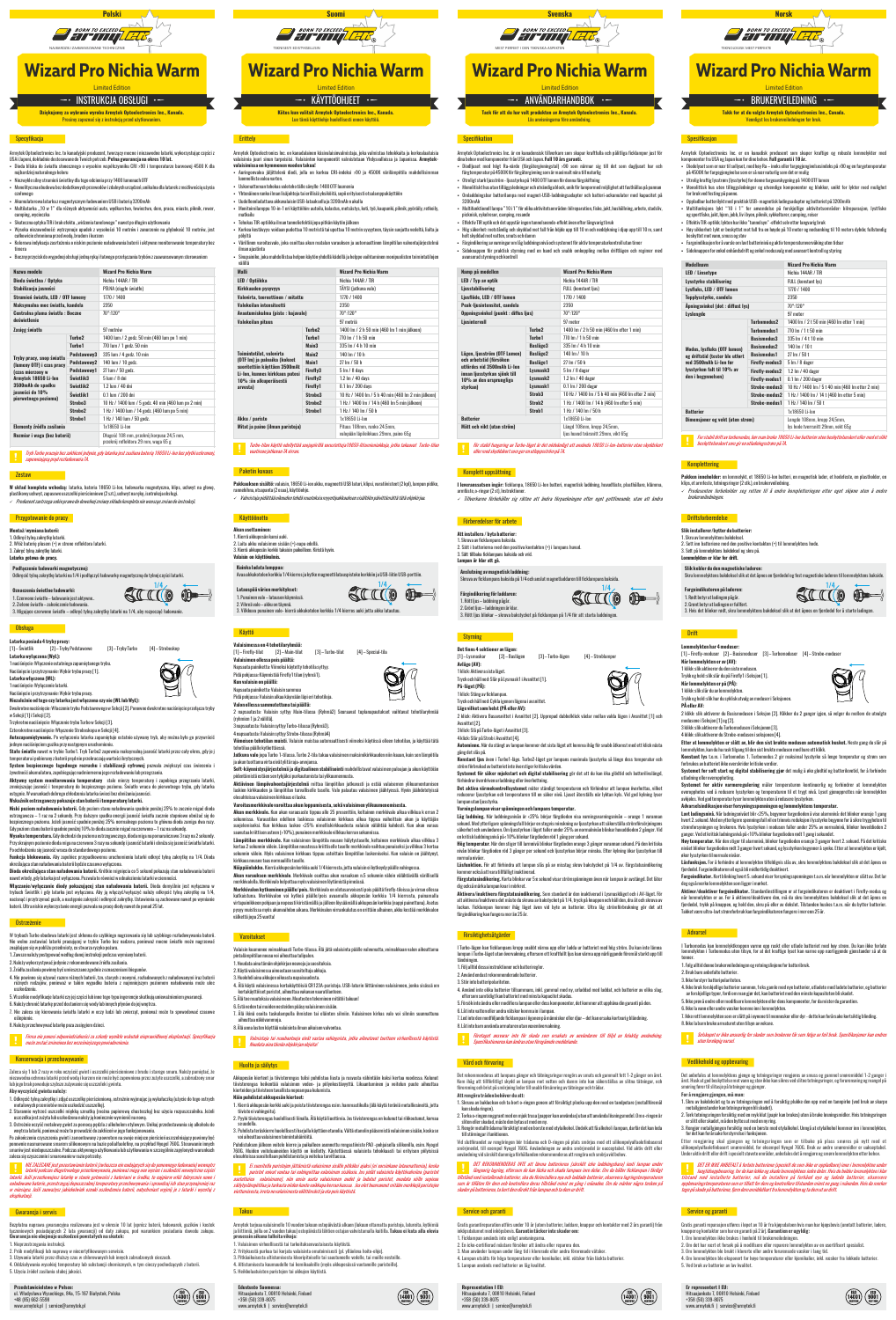# Polski

## Wizard Pro Nichia Warm

Limited Edition

### INSTRUKCJA OBSŁUGI

**Dziękujemy za wybranie wyrobu Armytek Optoelectronics Inc., Kanada.**

Prosimy zapoznać się z instrukcją przed użytkowaniem.

### Specyfikacja

| Nazwa modelu | | Wizard Pro Nichia Warm |
|---|---|---|
| Dioda świetlna / Optyka | | Nichia 144AR / TIR |
| Stabilizacja jasności | | PEŁNA (ciągła jasność) |
| Strumień świetlny, LED / OTF lumeny | | 1770 / 1400 |
| Maksymalna moc światła, kandela | | 2350 |
| Centralna plama światła : Boczne doświetlenie | | 70°:120° |
| Zasięg światła | | 97 metrów |
| Tryby pracy, tryby światła (lumeny OTF) i czas pracy (czas mierzony w Armytek 18650 Li-Ion 3500mAh do spadku jasności do 10% pierwotnego poziomu) | Turbo2 | 1400 lm / 2 godz. 50 min (460 lm po 1 min) |
| | Turbo1 | 770 lm / 1 godz. 50 min |
| | Podstawowy3 | 335 lm / 4 godz. 10 min |
| | Podstawowy2 | 140 lm / 10 godz. |
| | Podstawowy1 | 27 lm / 50 godz. |
| | Świetlik3 | 5 lm / 8 dni |
| | Świetlik2 | 1,2 lm / 40 dni |
| | Świetlik1 | 0,1 lm / 200 dni |
| | Strobe3 | 10 Hz / 1400 lm / 5 godz. 40 min (460 lm po 2 min) |
| | Strobe2 | 1 Hz / 1400 lm / 14 godz. (460 lm po 5 min) |
| | Strobe1 | 1 Hz / 140 lm / 50 godz. |
| Elementy źródła zasilania | | 1x18650 Li-Ion |
| Rozmiar i waga (bez baterii) | | Długość 108 mm, przednia średnica 24,5 mm, tylnej średnicy 21 mm, waga 65 g |

### Zestaw

### Przygotowanie do pracy

**Montaż / wymiana baterii:**

1. Odkręć tylną zatyczkę latarki.
2. Włóż baterię plusem (+) w stronę reflektora latarki.
3. Zakręć tylną zatyczkę latarki.

**Latarka gotowa do pracy.**

**Podłączenie ładowarki magnetycznej:**

Odkręć tylną zatyczkę latarki o 1/4 i podłącz ładowarkę magnetyczną do tylnej części latarki.

1/4

**Oznaczenia świetlne ładowarki:**

1. Czerwone światło – ładowanie jest aktywne.
2. Zielone światło – zakończenie ładowania.
3. Migające czerwone światło – odkręć tylną zatyczkę latarki na 1/4, aby rozpocząć ładowanie.

### Obsługa

### Ostrzeżenie

### Konserwacja i przechowywanie

### Gwarancja i serwis

# Suomi

## Wizard Pro Nichia Warm

Limited Edition

### KÄYTTÖOHJEET

**Kiitos kun valitsit Armytek Optoelectronics Inc., Kanada.**

Lue tämä käyttöohje huolellisesti ennen käyttöä.

### Erittely

| Malli | | Wizard Pro Nichia Warm |
|---|---|---|
| LED / Optiikka | | Nichia 144AR / TIR |
| Kirkkauden pysyvyys | | TÄYSI (jatkuva valo) |
| Valovirta, teoreettinen / mitattu | | 1770 / 1400 |
| Valokeilan intensiteetti, candela | | 2350 |
| Avautumiskulma (piste : hajavalo) | | 70°:120° |
| Valokeilan pituus | | 97 metriä |
| Toimintatilat, valovirta (OTF lm) ja paloaika (kokeet suoritettiin käyttäen 3500mAh Li-Ion, lumens kirkkaus putosi 10% sen alkuperäisestä arvosta) | Turbo2 | 1400 lm / 2 h 50 min (460 lm 1 min jälkeen) |
| | Turbo1 | 770 lm / 1 h 50 min |
| | Main3 | 335 lm / 4 h 10 min |
| | Main2 | 140 lm / 10 h |
| | Main1 | 27 lm / 50 h |
| | Firefly3 | 5 lm / 8 days |
| | Firefly2 | 1,2 lm / 40 days |
| | Firefly1 | 0,1 lm / 200 days |
| | Strobe3 | 10 Hz / 1400 lm / 5 h 40 min (460 lm 2 min jälkeen) |
| | Strobe2 | 1 Hz / 1400 lm / 14 h (460 lm 5 min jälkeen) |
| | Strobe1 | 1 Hz / 140 lm / 50 h |
| Akku / paristo | | 1x18650 Li-Ion |
| Mitat ja paino (ilman paristoa) | | Pituus 108mm, runko 24,5mm, vaipalla lipulankaan 21mm, paino 65g |

### Paketin kanssa

### Käyttöönotto

**Akun asettaminen:**

1. Kierrä akkupesän kansi auki.
2. Laita akku valaisimen sisään (+)-napa edellä.
3. Kierrä akkupesän kansi takaisin paikalleen. Kiristä hyvin.

**Valaisin on käyttövalmis.**

**Kuinka ladata lamppua:**

Avaa akkulokeron kantta 1/4 kierrosta ja kiinnitä magneettilatausjohto.

1/4

**Latauspää värien merkitykset:**

1. Punainen valo – latautuu parhaillaan.
2. Vihreä valo – akku on täynnä.
3. Vilkkuva punainen valo – kierrä akkulokeron kantta 1/4 kierrosta auki jotta akku latautuu.

### Käyttö

### Varoitukset

### Huolto ja säilytys

### Takuu

# Svenska

## Wizard Pro Nichia Warm

Limited Edition

### ANVÄNDARHANDBOK

**Tack för att du har valt produkten av Armytek Optoelectronics Inc., Kanada.**

Läs anvisningarna före användning.

### Specifikation

| Namn på modellen | | Wizard Pro Nichia Warm |
|---|---|---|
| LED / Typ av optik | | Nichia 144AR / TIR |
| Ljusstabilisering | | FULL (konstant ljus) |
| Ljusflöde, LED / OTF lumen | | 1770 / 1400 |
| Toppljusstyrka, candela | | 2350 |
| Öppningsvinkel (punkt : diffus ljus) | | 70°:120° |
| Ljusintervall | | 97 meter |
| Lägen, ljusflöde (OTF lumen) och arbetstid (försöken utfördes vid 3500mAh Li-Ion innan ljusstyrkan sjönk till 10% av den ursprungliga styrkan) | Turbo2 | 1400 lm / 2 h 50 min (460 lm efter 1 min) |
| | Turbo1 | 770 lm / 1 h 50 min |
| | Basläge3 | 335 lm / 4 h 10 min |
| | Basläge2 | 140 lm / 10 h |
| | Basläge1 | 27 lm / 50 h |
| | Lysmask3 | 5 lm / 8 dagar |
| | Lysmask2 | 1,2 lm / 40 dagar |
| | Lysmask1 | 0,1 lm / 200 dagar |
| | Strob3 | 10 Hz / 1400 lm / 5 h 40 min (460 lm efter 2 min) |
| | Strob2 | 1 Hz / 1400 lm / 14 h (460 lm efter 5 min) |
| | Strob1 | 1 Hz / 140 lm / 50 h |
| Batterier | | 1x18650 Li-Ion |
| Mått och vikt (utanström) | | Längd 108mm, krypp 24,5mm, ljus huvud fotomått 21mm, vikt 65g |

### Komplett uppsättning

### Förberedelser för arbete

**Att installera / byta batterier:**

1. Skruva av bakstyckets lock.
2. Sätt i batteriet med den positiva kontakten (+) lampans huvud.
3. Sätt tillbaka fästsrugen bakstycke och vrid.

**Lampan är klar att gå.**

**Anslutning av magnetisk laddning:**

Skruva av fästlampans bakstycke på 1/4 och anslut magnetladdaren till fästlampans baksida.

1/4

**Färgindikering för laddaren:**

1. Rött ljus – laddning pågår.
2. Grönt ljus – laddningen är klar.
3. Rött blinkande ljus – skruva bakstycket på ficklampan på 1/4 för att starta laddningen.

### Styrning

### Försiktighetsåtgärder

### Vård och förvaring

### Service och garanti

# Norsk

## Wizard Pro Nichia Warm

Limited Edition

### BRUKERVEILEDNING

**Takk for at du valgte Armytek Optoelectronics Inc., Canada.**

Vennligst les bruksanvisningen før bruk.

### Spesifikasjon

| Modellnavn | | Wizard Pro Nichia Warm |
|---|---|---|
| LED / Linsetype | | Nichia 144AR / TIR |
| Lysstyrke stabilisering | | FULL (konstant lys) |
| Lysfluks, LED / OTF lumen | | 1770 / 1400 |
| Toppstyrke, candela | | 2350 |
| Åpningsvinkel (dot : diffust lys) | | 70°:120° |
| Lyslengde | | 97 meter |
| Modus, lysfluks (OTF lumen) og driftstid (tester ble utført med 3500mAh Li-Ion lysstyrken falt til 10% av den i begynnelsen) | Turbomodus2 | 1400 lm / 2 t 50 min (460 lm etter 1 min) |
| | Turbomodus1 | 770 lm / 1 t 50 min |
| | Basismodus3 | 335 lm / 4 t 10 min |
| | Basismodus2 | 140 lm / 10 t |
| | Basismodus1 | 27 lm / 50 t |
| | Firefly-modus3 | 5 lm / 8 dager |
| | Firefly-modus2 | 1,2 lm / 40 dager |
| | Firefly-modus1 | 0,1 lm / 200 dager |
| | Strobe-modus3 | 10 Hz / 1400 lm / 5 t 40 min (460 lm etter 2 min) |
| | Strobe-modus2 | 1 Hz / 1400 lm / 14 t (460 lm etter 5 min) |
| | Strobe-modus1 | 1 Hz / 140 lm / 50 t |
| Batterier | | 1x18650 Li-Ion |
| Dimensjoner og vekt (uten strøm) | | Lengde 108mm, krypp 24,5mm, lys hode fotomål 21mm, vekt 65g |

### Komplettering

### Driftsforberedelse

**Slik installerer / bytter du batterier:**

1. Skru av lommelyktens baklokk.
2. Sett inn batteriene med den positive kontakten (+) til lommelyktens hode.
3. Sett på lommelykten baklokket og skru på.

**Lommelykten er klar for drift.**

**Slik kobler du den magnetiske laderen:**

Skru lommelyktens baklokk ut med 1/4 slik at den er åpnet og fest magnetiske laderen til lommelyktens bakside.

1/4

**Fargeindikatoren på laderen:**

1. Rødt lys – lading pågår.
2. Grønt lys – ladingen er ferdig.
3. Rødt blinkende lys – skru lommelyktens baklokk på 1/4 slik at den er åpnet for å starte ladingen.

### Drift

### Advarsel

### Vedlikehold og oppbevaring

### Service og garanti